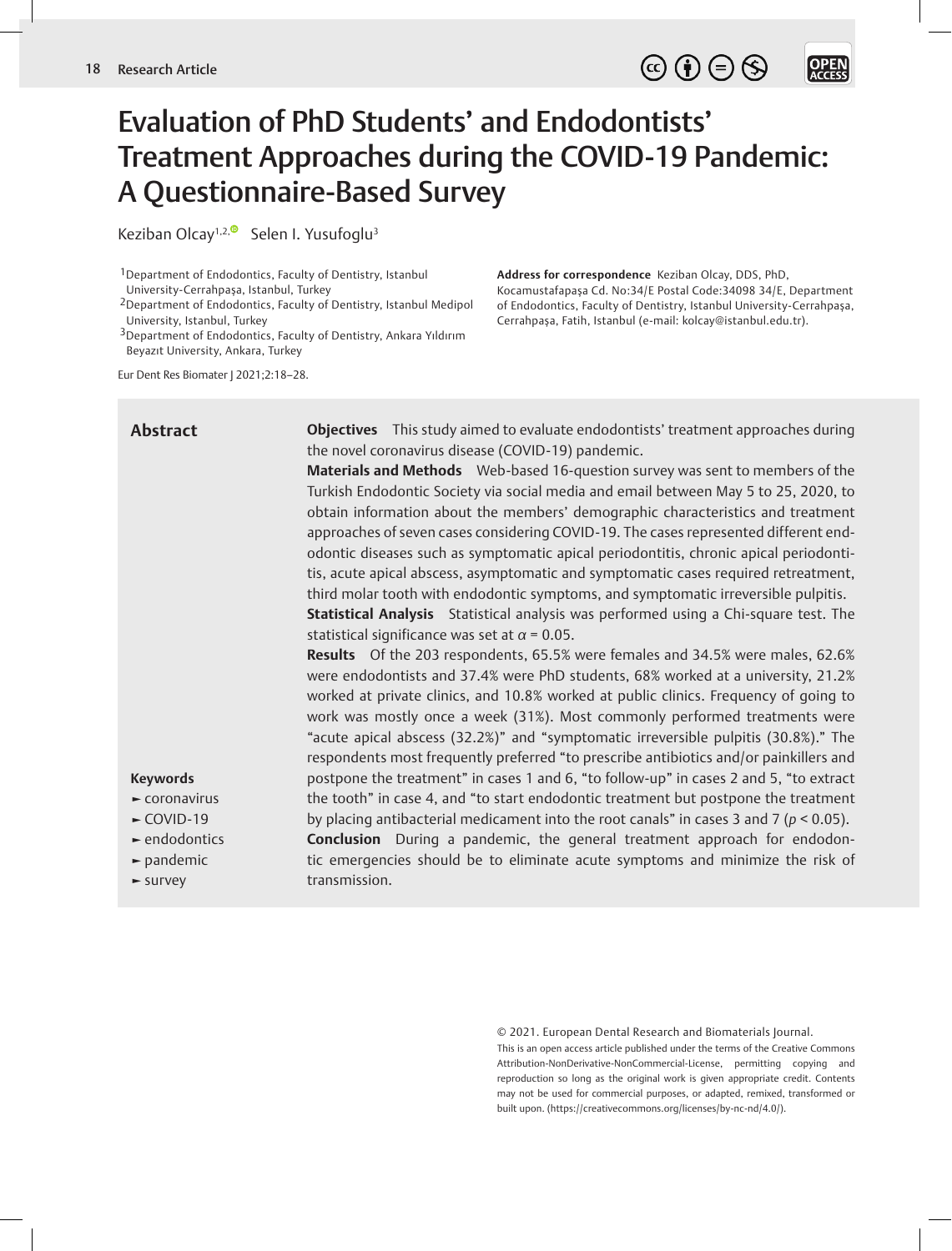# Evaluation of PhD Students' and Endodontists' Treatment Approaches during the COVID-19 Pandemic: A Questionnaire-Based Survey

Keziban Olcay[1,2] Selen I. Yusufoglu[3]

[1]Department of Endodontics, Faculty of Dentistry, Istanbul University-Cerrahpaşa, Istanbul, Turkey
[2]Department of Endodontics, Faculty of Dentistry, Istanbul Medipol University, Istanbul, Turkey
[3]Department of Endodontics, Faculty of Dentistry, Ankara Yıldırım Beyazıt University, Ankara, Turkey

**Address for correspondence** Keziban Olcay, DDS, PhD, Kocamustafapaşa Cd. No:34/E Postal Code:34098 34/E, Department of Endodontics, Faculty of Dentistry, Istanbul University-Cerrahpaşa, Cerrahpaşa, Fatih, Istanbul (e-mail: kolcay@istanbul.edu.tr).

Eur Dent Res Biomater J 2021;2:18–28.

## Abstract

**Objectives** This study aimed to evaluate endodontists' treatment approaches during the novel coronavirus disease (COVID-19) pandemic.

**Materials and Methods** Web-based 16-question survey was sent to members of the Turkish Endodontic Society via social media and email between May 5 to 25, 2020, to obtain information about the members' demographic characteristics and treatment approaches of seven cases considering COVID-19. The cases represented different endodontic diseases such as symptomatic apical periodontitis, chronic apical periodontitis, acute apical abscess, asymptomatic and symptomatic cases required retreatment, third molar tooth with endodontic symptoms, and symptomatic irreversible pulpitis.

**Statistical Analysis** Statistical analysis was performed using a Chi-square test. The statistical significance was set at $\alpha = 0.05$.

**Results** Of the 203 respondents, 65.5% were females and 34.5% were males, 62.6% were endodontists and 37.4% were PhD students, 68% worked at a university, 21.2% worked at private clinics, and 10.8% worked at public clinics. Frequency of going to work was mostly once a week (31%). Most commonly performed treatments were "acute apical abscess (32.2%)" and "symptomatic irreversible pulpitis (30.8%)." The respondents most frequently preferred "to prescribe antibiotics and/or painkillers and postpone the treatment" in cases 1 and 6, "to follow-up" in cases 2 and 5, "to extract the tooth" in case 4, and "to start endodontic treatment but postpone the treatment by placing antibacterial medicament into the root canals" in cases 3 and 7 ($p < 0.05$).

**Conclusion** During a pandemic, the general treatment approach for endodontic emergencies should be to eliminate acute symptoms and minimize the risk of transmission.

**Keywords**

- coronavirus
- COVID-19
- endodontics
- pandemic
- survey

© 2021. European Dental Research and Biomaterials Journal.
This is an open access article published under the terms of the Creative Commons Attribution-NonDerivative-NonCommercial-License, permitting copying and reproduction so long as the original work is given appropriate credit. Contents may not be used for commercial purposes, or adapted, remixed, transformed or built upon. (https://creativecommons.org/licenses/by-nc-nd/4.0/).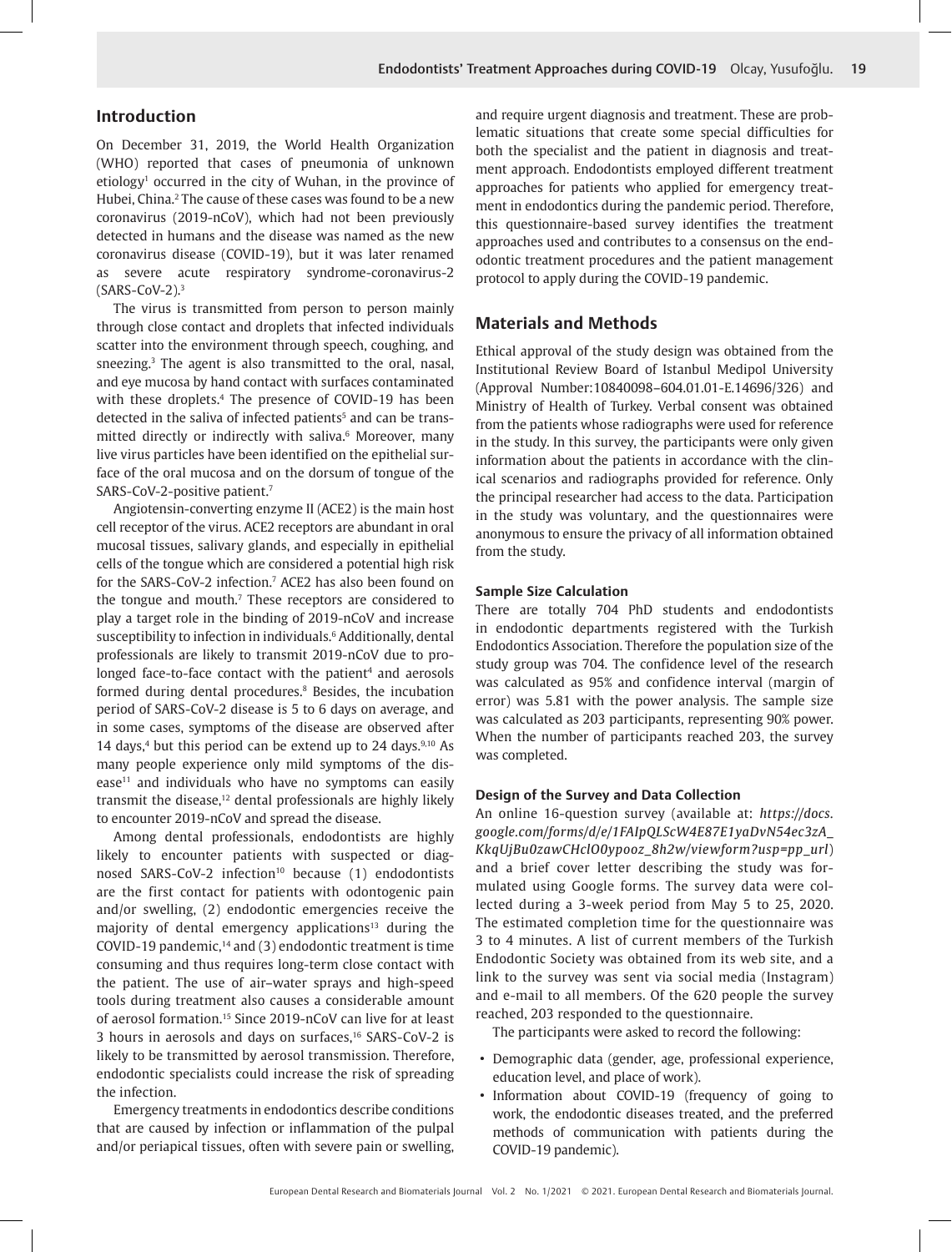## Introduction

On December 31, 2019, the World Health Organization (WHO) reported that cases of pneumonia of unknown etiology[1] occurred in the city of Wuhan, in the province of Hubei, China.[2] The cause of these cases was found to be a new coronavirus (2019-nCoV), which had not been previously detected in humans and the disease was named as the new coronavirus disease (COVID-19), but it was later renamed as severe acute respiratory syndrome-coronavirus-2 (SARS-CoV-2).[3]

The virus is transmitted from person to person mainly through close contact and droplets that infected individuals scatter into the environment through speech, coughing, and sneezing.[3] The agent is also transmitted to the oral, nasal, and eye mucosa by hand contact with surfaces contaminated with these droplets.[4] The presence of COVID-19 has been detected in the saliva of infected patients[5] and can be transmitted directly or indirectly with saliva.[6] Moreover, many live virus particles have been identified on the epithelial surface of the oral mucosa and on the dorsum of tongue of the SARS-CoV-2-positive patient.[7]

Angiotensin-converting enzyme II (ACE2) is the main host cell receptor of the virus. ACE2 receptors are abundant in oral mucosal tissues, salivary glands, and especially in epithelial cells of the tongue which are considered a potential high risk for the SARS-CoV-2 infection.[7] ACE2 has also been found on the tongue and mouth.[7] These receptors are considered to play a target role in the binding of 2019-nCoV and increase susceptibility to infection in individuals.[6] Additionally, dental professionals are likely to transmit 2019-nCoV due to prolonged face-to-face contact with the patient[4] and aerosols formed during dental procedures.[8] Besides, the incubation period of SARS-CoV-2 disease is 5 to 6 days on average, and in some cases, symptoms of the disease are observed after 14 days,[4] but this period can be extend up to 24 days.[9,10] As many people experience only mild symptoms of the disease[11] and individuals who have no symptoms can easily transmit the disease,[12] dental professionals are highly likely to encounter 2019-nCoV and spread the disease.

Among dental professionals, endodontists are highly likely to encounter patients with suspected or diagnosed SARS-CoV-2 infection[10] because (1) endodontists are the first contact for patients with odontogenic pain and/or swelling, (2) endodontic emergencies receive the majority of dental emergency applications[13] during the COVID-19 pandemic,[14] and (3) endodontic treatment is time consuming and thus requires long-term close contact with the patient. The use of air–water sprays and high-speed tools during treatment also causes a considerable amount of aerosol formation.[15] Since 2019-nCoV can live for at least 3 hours in aerosols and days on surfaces,[16] SARS-CoV-2 is likely to be transmitted by aerosol transmission. Therefore, endodontic specialists could increase the risk of spreading the infection.

Emergency treatments in endodontics describe conditions that are caused by infection or inflammation of the pulpal and/or periapical tissues, often with severe pain or swelling, and require urgent diagnosis and treatment. These are problematic situations that create some special difficulties for both the specialist and the patient in diagnosis and treatment approach. Endodontists employed different treatment approaches for patients who applied for emergency treatment in endodontics during the pandemic period. Therefore, this questionnaire-based survey identifies the treatment approaches used and contributes to a consensus on the endodontic treatment procedures and the patient management protocol to apply during the COVID-19 pandemic.

## Materials and Methods

Ethical approval of the study design was obtained from the Institutional Review Board of Istanbul Medipol University (Approval Number:10840098–604.01.01-E.14696/326) and Ministry of Health of Turkey. Verbal consent was obtained from the patients whose radiographs were used for reference in the study. In this survey, the participants were only given information about the patients in accordance with the clinical scenarios and radiographs provided for reference. Only the principal researcher had access to the data. Participation in the study was voluntary, and the questionnaires were anonymous to ensure the privacy of all information obtained from the study.

### Sample Size Calculation

There are totally 704 PhD students and endodontists in endodontic departments registered with the Turkish Endodontics Association. Therefore the population size of the study group was 704. The confidence level of the research was calculated as 95% and confidence interval (margin of error) was 5.81 with the power analysis. The sample size was calculated as 203 participants, representing 90% power. When the number of participants reached 203, the survey was completed.

### Design of the Survey and Data Collection

An online 16-question survey (available at: *https://docs.google.com/forms/d/e/1FAIpQLScW4E87E1yaDvN54ec3zA_KkqUjBu0zawCHclO0ypooz_8h2w/viewform?usp=pp_url*) and a brief cover letter describing the study was formulated using Google forms. The survey data were collected during a 3-week period from May 5 to 25, 2020. The estimated completion time for the questionnaire was 3 to 4 minutes. A list of current members of the Turkish Endodontic Society was obtained from its web site, and a link to the survey was sent via social media (Instagram) and e-mail to all members. Of the 620 people the survey reached, 203 responded to the questionnaire.

The participants were asked to record the following:

- Demographic data (gender, age, professional experience, education level, and place of work).
- Information about COVID-19 (frequency of going to work, the endodontic diseases treated, and the preferred methods of communication with patients during the COVID-19 pandemic).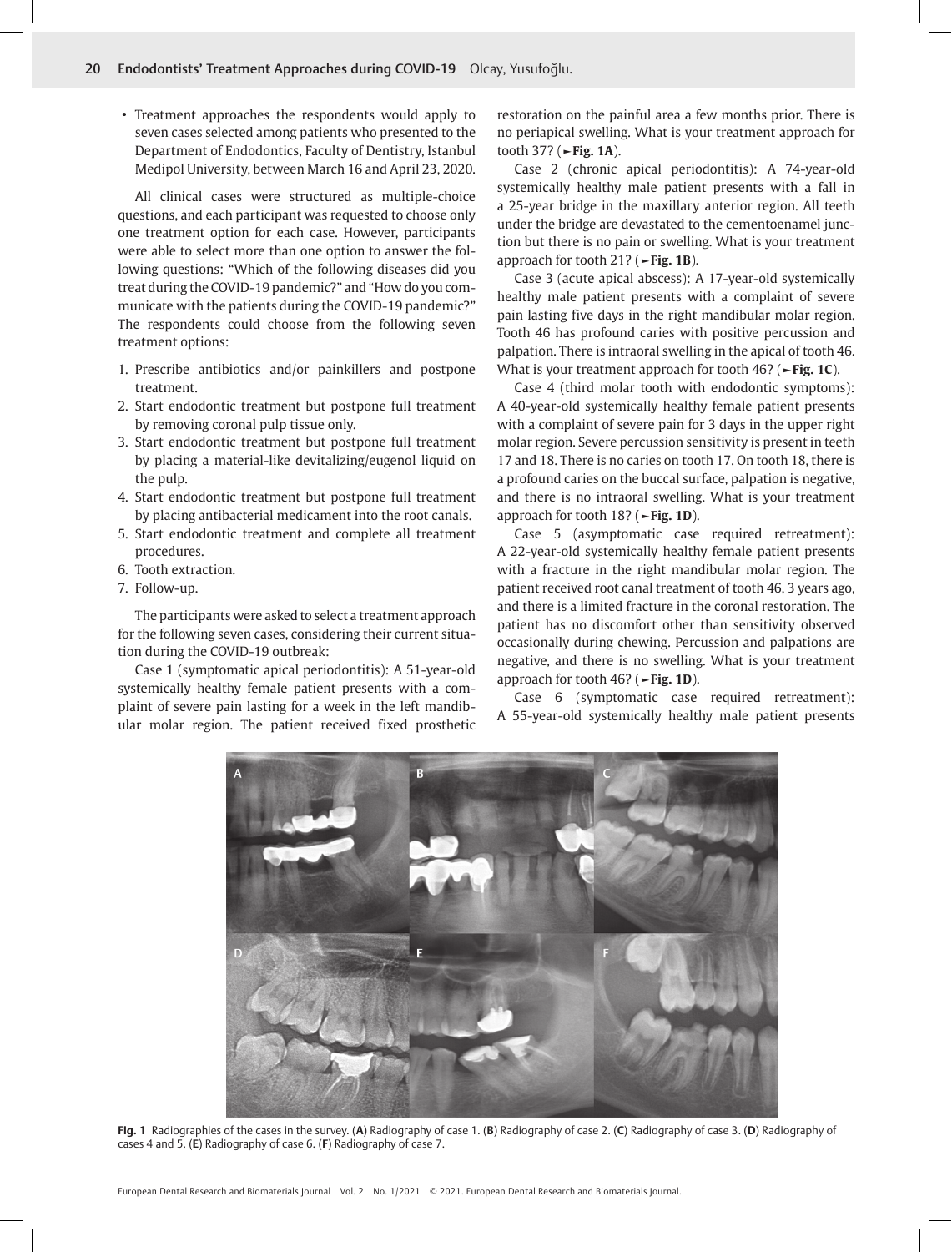- Treatment approaches the respondents would apply to seven cases selected among patients who presented to the Department of Endodontics, Faculty of Dentistry, Istanbul Medipol University, between March 16 and April 23, 2020.

All clinical cases were structured as multiple-choice questions, and each participant was requested to choose only one treatment option for each case. However, participants were able to select more than one option to answer the following questions: "Which of the following diseases did you treat during the COVID-19 pandemic?" and "How do you communicate with the patients during the COVID-19 pandemic?" The respondents could choose from the following seven treatment options:

1. Prescribe antibiotics and/or painkillers and postpone treatment.
2. Start endodontic treatment but postpone full treatment by removing coronal pulp tissue only.
3. Start endodontic treatment but postpone full treatment by placing a material-like devitalizing/eugenol liquid on the pulp.
4. Start endodontic treatment but postpone full treatment by placing antibacterial medicament into the root canals.
5. Start endodontic treatment and complete all treatment procedures.
6. Tooth extraction.
7. Follow-up.

The participants were asked to select a treatment approach for the following seven cases, considering their current situation during the COVID-19 outbreak:

Case 1 (symptomatic apical periodontitis): A 51-year-old systemically healthy female patient presents with a complaint of severe pain lasting for a week in the left mandibular molar region. The patient received fixed prosthetic restoration on the painful area a few months prior. There is no periapical swelling. What is your treatment approach for tooth 37? (►**Fig. 1A**).

Case 2 (chronic apical periodontitis): A 74-year-old systemically healthy male patient presents with a fall in a 25-year bridge in the maxillary anterior region. All teeth under the bridge are devastated to the cementoenamel junction but there is no pain or swelling. What is your treatment approach for tooth 21? (►**Fig. 1B**).

Case 3 (acute apical abscess): A 17-year-old systemically healthy male patient presents with a complaint of severe pain lasting five days in the right mandibular molar region. Tooth 46 has profound caries with positive percussion and palpation. There is intraoral swelling in the apical of tooth 46. What is your treatment approach for tooth 46? (►**Fig. 1C**).

Case 4 (third molar tooth with endodontic symptoms): A 40-year-old systemically healthy female patient presents with a complaint of severe pain for 3 days in the upper right molar region. Severe percussion sensitivity is present in teeth 17 and 18. There is no caries on tooth 17. On tooth 18, there is a profound caries on the buccal surface, palpation is negative, and there is no intraoral swelling. What is your treatment approach for tooth 18? (►**Fig. 1D**).

Case 5 (asymptomatic case required retreatment): A 22-year-old systemically healthy female patient presents with a fracture in the right mandibular molar region. The patient received root canal treatment of tooth 46, 3 years ago, and there is a limited fracture in the coronal restoration. The patient has no discomfort other than sensitivity observed occasionally during chewing. Percussion and palpations are negative, and there is no swelling. What is your treatment approach for tooth 46? (►**Fig. 1D**).

Case 6 (symptomatic case required retreatment): A 55-year-old systemically healthy male patient presents

**Fig. 1** Radiographies of the cases in the survey. (**A**) Radiography of case 1. (**B**) Radiography of case 2. (**C**) Radiography of case 3. (**D**) Radiography of cases 4 and 5. (**E**) Radiography of case 6. (**F**) Radiography of case 7.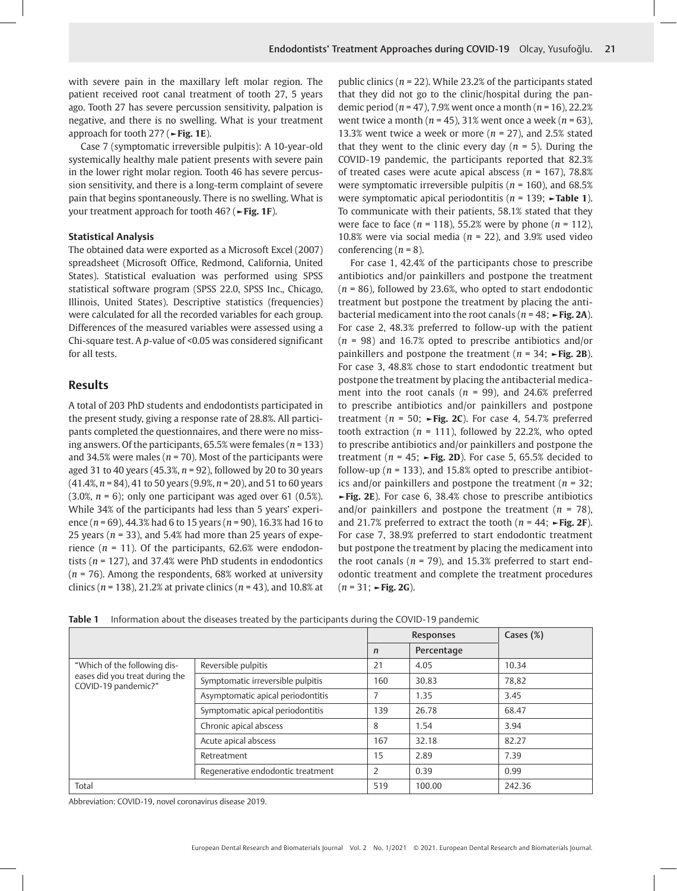with severe pain in the maxillary left molar region. The patient received root canal treatment of tooth 27, 5 years ago. Tooth 27 has severe percussion sensitivity, palpation is negative, and there is no swelling. What is your treatment approach for tooth 27? (►Fig. 1E).

Case 7 (symptomatic irreversible pulpitis): A 10-year-old systemically healthy male patient presents with severe pain in the lower right molar region. Tooth 46 has severe percussion sensitivity, and there is a long-term complaint of severe pain that begins spontaneously. There is no swelling. What is your treatment approach for tooth 46? (►Fig. 1F).

### Statistical Analysis

The obtained data were exported as a Microsoft Excel (2007) spreadsheet (Microsoft Office, Redmond, California, United States). Statistical evaluation was performed using SPSS statistical software program (SPSS 22.0, SPSS Inc., Chicago, Illinois, United States). Descriptive statistics (frequencies) were calculated for all the recorded variables for each group. Differences of the measured variables were assessed using a Chi-square test. A $p$-value of <0.05 was considered significant for all tests.

## Results

A total of 203 PhD students and endodontists participated in the present study, giving a response rate of 28.8%. All participants completed the questionnaires, and there were no missing answers. Of the participants, 65.5% were females ($n$ = 133) and 34.5% were males ($n$ = 70). Most of the participants were aged 31 to 40 years (45.3%, $n$ = 92), followed by 20 to 30 years (41.4%, $n$ = 84), 41 to 50 years (9.9%, $n$ = 20), and 51 to 60 years (3.0%, $n$ = 6); only one participant was aged over 61 (0.5%). While 34% of the participants had less than 5 years' experience ($n$ = 69), 44.3% had 6 to 15 years ($n$ = 90), 16.3% had 16 to 25 years ($n$ = 33), and 5.4% had more than 25 years of experience ($n$ = 11). Of the participants, 62.6% were endodontists ($n$ = 127), and 37.4% were PhD students in endodontics ($n$ = 76). Among the respondents, 68% worked at university clinics ($n$ = 138), 21.2% at private clinics ($n$ = 43), and 10.8% at public clinics ($n$ = 22). While 23.2% of the participants stated that they did not go to the clinic/hospital during the pandemic period ($n$ = 47), 7.9% went once a month ($n$ = 16), 22.2% went twice a month ($n$ = 45), 31% went once a week ($n$ = 63), 13.3% went twice a week or more ($n$ = 27), and 2.5% stated that they went to the clinic every day ($n$ = 5). During the COVID-19 pandemic, the participants reported that 82.3% of treated cases were acute apical abscess ($n$ = 167), 78.8% were symptomatic irreversible pulpitis ($n$ = 160), and 68.5% were symptomatic apical periodontitis ($n$ = 139; ►Table 1). To communicate with their patients, 58.1% stated that they were face to face ($n$ = 118), 55.2% were by phone ($n$ = 112), 10.8% were via social media ($n$ = 22), and 3.9% used video conferencing ($n$ = 8).

For case 1, 42.4% of the participants chose to prescribe antibiotics and/or painkillers and postpone the treatment ($n$ = 86), followed by 23.6%, who opted to start endodontic treatment but postpone the treatment by placing the antibacterial medicament into the root canals ($n$ = 48; ►Fig. 2A). For case 2, 48.3% preferred to follow-up with the patient ($n$ = 98) and 16.7% opted to prescribe antibiotics and/or painkillers and postpone the treatment ($n$ = 34; ►Fig. 2B). For case 3, 48.8% chose to start endodontic treatment but postpone the treatment by placing the antibacterial medicament into the root canals ($n$ = 99), and 24.6% preferred to prescribe antibiotics and/or painkillers and postpone treatment ($n$ = 50; ►Fig. 2C). For case 4, 54.7% preferred tooth extraction ($n$ = 111), followed by 22.2%, who opted to prescribe antibiotics and/or painkillers and postpone the treatment ($n$ = 45; ►Fig. 2D). For case 5, 65.5% decided to follow-up ($n$ = 133), and 15.8% opted to prescribe antibiotics and/or painkillers and postpone the treatment ($n$ = 32; ►Fig. 2E). For case 6, 38.4% chose to prescribe antibiotics and/or painkillers and postpone the treatment ($n$ = 78), and 21.7% preferred to extract the tooth ($n$ = 44; ►Fig. 2F). For case 7, 38.9% preferred to start endodontic treatment but postpone the treatment by placing the medicament into the root canals ($n$ = 79), and 15.3% preferred to start endodontic treatment and complete the treatment procedures ($n$ = 31; ►Fig. 2G).

**Table 1** Information about the diseases treated by the participants during the COVID-19 pandemic

| | | Responses | | Cases (%) |
|---|---|---|---|---|
| | | $n$ | Percentage | |
| "Which of the following diseases did you treat during the COVID-19 pandemic?" | Reversible pulpitis | 21 | 4.05 | 10.34 |
| | Symptomatic irreversible pulpitis | 160 | 30.83 | 78,82 |
| | Asymptomatic apical periodontitis | 7 | 1.35 | 3.45 |
| | Symptomatic apical periodontitis | 139 | 26.78 | 68.47 |
| | Chronic apical abscess | 8 | 1.54 | 3.94 |
| | Acute apical abscess | 167 | 32.18 | 82.27 |
| | Retreatment | 15 | 2.89 | 7.39 |
| | Regenerative endodontic treatment | 2 | 0.39 | 0.99 |
| Total | | 519 | 100.00 | 242.36 |

Abbreviation: COVID-19, novel coronavirus disease 2019.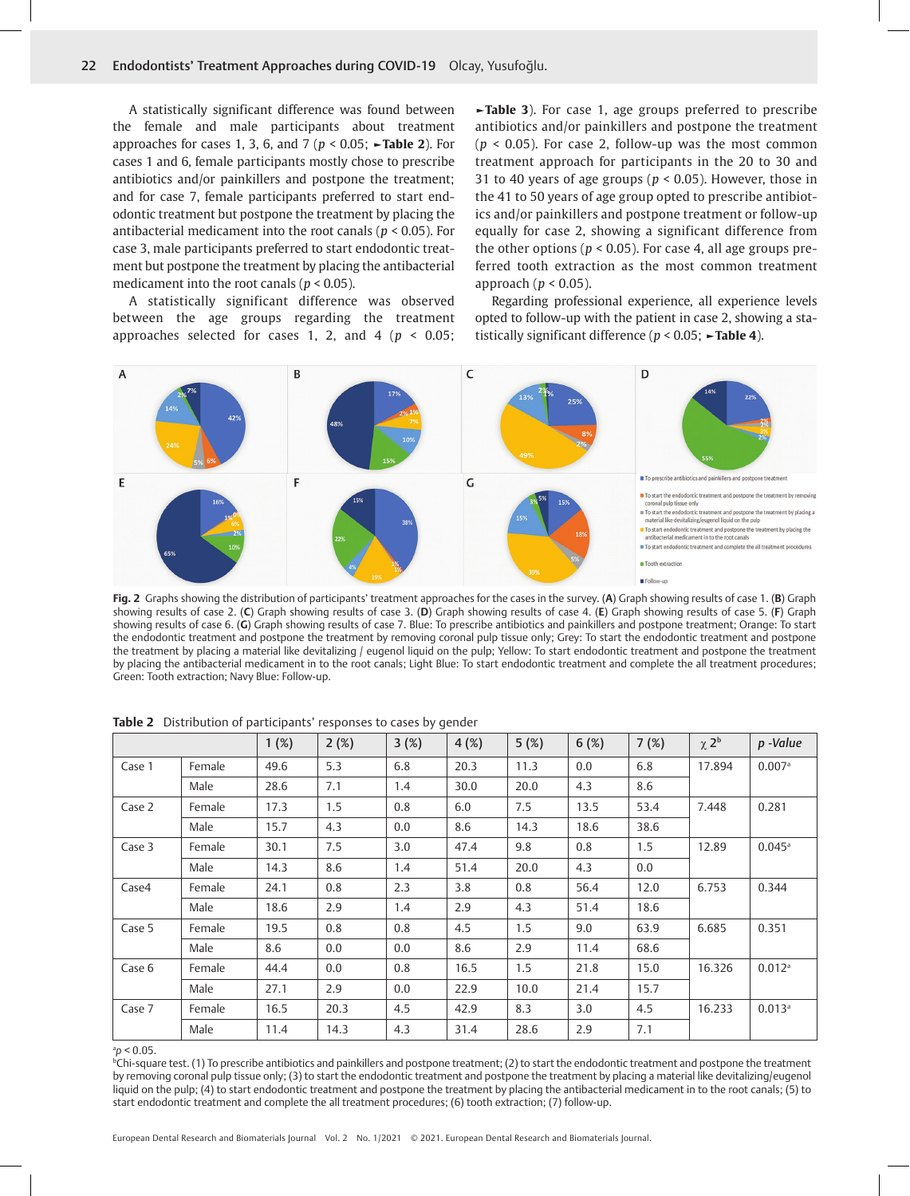A statistically significant difference was found between the female and male participants about treatment approaches for cases 1, 3, 6, and 7 ($p < 0.05$; ►**Table 2**). For cases 1 and 6, female participants mostly chose to prescribe antibiotics and/or painkillers and postpone the treatment; and for case 7, female participants preferred to start endodontic treatment but postpone the treatment by placing the antibacterial medicament into the root canals ($p < 0.05$). For case 3, male participants preferred to start endodontic treatment but postpone the treatment by placing the antibacterial medicament into the root canals ($p < 0.05$).

A statistically significant difference was observed between the age groups regarding the treatment approaches selected for cases 1, 2, and 4 ($p < 0.05$; ►**Table 3**). For case 1, age groups preferred to prescribe antibiotics and/or painkillers and postpone the treatment ($p < 0.05$). For case 2, follow-up was the most common treatment approach for participants in the 20 to 30 and 31 to 40 years of age groups ($p < 0.05$). However, those in the 41 to 50 years of age group opted to prescribe antibiotics and/or painkillers and postpone treatment or follow-up equally for case 2, showing a significant difference from the other options ($p < 0.05$). For case 4, all age groups preferred tooth extraction as the most common treatment approach ($p < 0.05$).

Regarding professional experience, all experience levels opted to follow-up with the patient in case 2, showing a statistically significant difference ($p < 0.05$; ►**Table 4**).

**Fig. 2** Graphs showing the distribution of participants' treatment approaches for the cases in the survey. (**A**) Graph showing results of case 1. (**B**) Graph showing results of case 2. (**C**) Graph showing results of case 3. (**D**) Graph showing results of case 4. (**E**) Graph showing results of case 5. (**F**) Graph showing results of case 6. (**G**) Graph showing results of case 7. Blue: To prescribe antibiotics and painkillers and postpone treatment; Orange: To start the endodontic treatment and postpone the treatment by removing coronal pulp tissue only; Grey: To start the endodontic treatment and postpone the treatment by placing a material like devitalizing / eugenol liquid on the pulp; Yellow: To start endodontic treatment and postpone the treatment by placing the antibacterial medicament in to the root canals; Light Blue: To start endodontic treatment and complete the all treatment procedures; Green: Tooth extraction; Navy Blue: Follow-up.

**Table 2** Distribution of participants' responses to cases by gender

| | | 1 (%) | 2 (%) | 3 (%) | 4 (%) | 5 (%) | 6 (%) | 7 (%) | $\chi^2$ [b] | *p* -Value |
|---|---|---|---|---|---|---|---|---|---|---|
| Case 1 | Female | 49.6 | 5.3 | 6.8 | 20.3 | 11.3 | 0.0 | 6.8 | 17.894 | 0.007[a] |
| | Male | 28.6 | 7.1 | 1.4 | 30.0 | 20.0 | 4.3 | 8.6 | | |
| Case 2 | Female | 17.3 | 1.5 | 0.8 | 6.0 | 7.5 | 13.5 | 53.4 | 7.448 | 0.281 |
| | Male | 15.7 | 4.3 | 0.0 | 8.6 | 14.3 | 18.6 | 38.6 | | |
| Case 3 | Female | 30.1 | 7.5 | 3.0 | 47.4 | 9.8 | 0.8 | 1.5 | 12.89 | 0.045[a] |
| | Male | 14.3 | 8.6 | 1.4 | 51.4 | 20.0 | 4.3 | 0.0 | | |
| Case4 | Female | 24.1 | 0.8 | 2.3 | 3.8 | 0.8 | 56.4 | 12.0 | 6.753 | 0.344 |
| | Male | 18.6 | 2.9 | 1.4 | 2.9 | 4.3 | 51.4 | 18.6 | | |
| Case 5 | Female | 19.5 | 0.8 | 0.8 | 4.5 | 1.5 | 9.0 | 63.9 | 6.685 | 0.351 |
| | Male | 8.6 | 0.0 | 0.0 | 8.6 | 2.9 | 11.4 | 68.6 | | |
| Case 6 | Female | 44.4 | 0.0 | 0.8 | 16.5 | 1.5 | 21.8 | 15.0 | 16.326 | 0.012[a] |
| | Male | 27.1 | 2.9 | 0.0 | 22.9 | 10.0 | 21.4 | 15.7 | | |
| Case 7 | Female | 16.5 | 20.3 | 4.5 | 42.9 | 8.3 | 3.0 | 4.5 | 16.233 | 0.013[a] |
| | Male | 11.4 | 14.3 | 4.3 | 31.4 | 28.6 | 2.9 | 7.1 | | |

[a] $p < 0.05$.

[b] Chi-square test. (1) To prescribe antibiotics and painkillers and postpone treatment; (2) to start the endodontic treatment and postpone the treatment by removing coronal pulp tissue only; (3) to start the endodontic treatment and postpone the treatment by placing a material like devitalizing/eugenol liquid on the pulp; (4) to start endodontic treatment and postpone the treatment by placing the antibacterial medicament in to the root canals; (5) to start endodontic treatment and complete the all treatment procedures; (6) tooth extraction; (7) follow-up.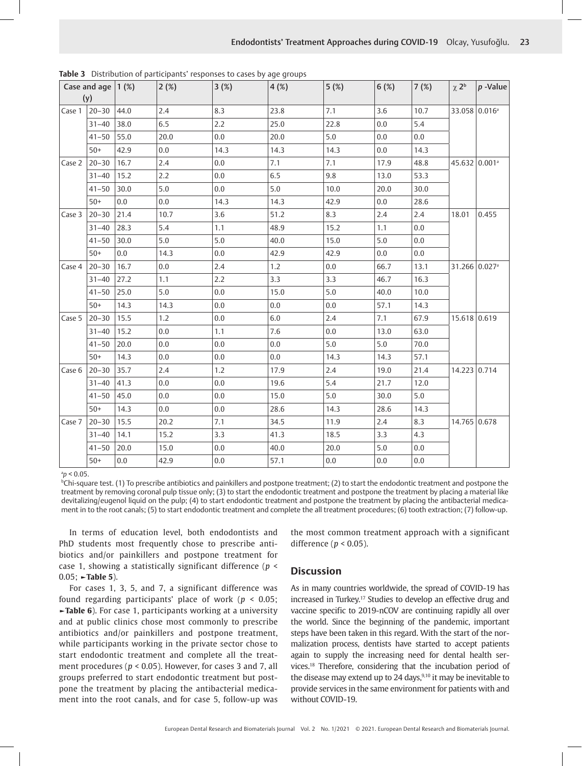**Table 3** Distribution of participants' responses to cases by age groups

| Case and age (y) | | 1 (%) | 2 (%) | 3 (%) | 4 (%) | 5 (%) | 6 (%) | 7 (%) | $\chi 2$[b] | *p* -Value |
|---|---|---|---|---|---|---|---|---|---|---|
| Case 1 | 20–30 | 44.0 | 2.4 | 8.3 | 23.8 | 7.1 | 3.6 | 10.7 | 33.058 | 0.016[a] |
| | 31–40 | 38.0 | 6.5 | 2.2 | 25.0 | 22.8 | 0.0 | 5.4 | | |
| | 41–50 | 55.0 | 20.0 | 0.0 | 20.0 | 5.0 | 0.0 | 0.0 | | |
| | 50+ | 42.9 | 0.0 | 14.3 | 14.3 | 14.3 | 0.0 | 14.3 | | |
| Case 2 | 20–30 | 16.7 | 2.4 | 0.0 | 7.1 | 7.1 | 17.9 | 48.8 | 45.632 | 0.001[a] |
| | 31–40 | 15.2 | 2.2 | 0.0 | 6.5 | 9.8 | 13.0 | 53.3 | | |
| | 41–50 | 30.0 | 5.0 | 0.0 | 5.0 | 10.0 | 20.0 | 30.0 | | |
| | 50+ | 0.0 | 0.0 | 14.3 | 14.3 | 42.9 | 0.0 | 28.6 | | |
| Case 3 | 20–30 | 21.4 | 10.7 | 3.6 | 51.2 | 8.3 | 2.4 | 2.4 | 18.01 | 0.455 |
| | 31–40 | 28.3 | 5.4 | 1.1 | 48.9 | 15.2 | 1.1 | 0.0 | | |
| | 41–50 | 30.0 | 5.0 | 5.0 | 40.0 | 15.0 | 5.0 | 0.0 | | |
| | 50+ | 0.0 | 14.3 | 0.0 | 42.9 | 42.9 | 0.0 | 0.0 | | |
| Case 4 | 20–30 | 16.7 | 0.0 | 2.4 | 1.2 | 0.0 | 66.7 | 13.1 | 31.266 | 0.027[a] |
| | 31–40 | 27.2 | 1.1 | 2.2 | 3.3 | 3.3 | 46.7 | 16.3 | | |
| | 41–50 | 25.0 | 5.0 | 0.0 | 15.0 | 5.0 | 40.0 | 10.0 | | |
| | 50+ | 14.3 | 14.3 | 0.0 | 0.0 | 0.0 | 57.1 | 14.3 | | |
| Case 5 | 20–30 | 15.5 | 1.2 | 0.0 | 6.0 | 2.4 | 7.1 | 67.9 | 15.618 | 0.619 |
| | 31–40 | 15.2 | 0.0 | 1.1 | 7.6 | 0.0 | 13.0 | 63.0 | | |
| | 41–50 | 20.0 | 0.0 | 0.0 | 0.0 | 5.0 | 5.0 | 70.0 | | |
| | 50+ | 14.3 | 0.0 | 0.0 | 0.0 | 14.3 | 14.3 | 57.1 | | |
| Case 6 | 20–30 | 35.7 | 2.4 | 1.2 | 17.9 | 2.4 | 19.0 | 21.4 | 14.223 | 0.714 |
| | 31–40 | 41.3 | 0.0 | 0.0 | 19.6 | 5.4 | 21.7 | 12.0 | | |
| | 41–50 | 45.0 | 0.0 | 0.0 | 15.0 | 5.0 | 30.0 | 5.0 | | |
| | 50+ | 14.3 | 0.0 | 0.0 | 28.6 | 14.3 | 28.6 | 14.3 | | |
| Case 7 | 20–30 | 15.5 | 20.2 | 7.1 | 34.5 | 11.9 | 2.4 | 8.3 | 14.765 | 0.678 |
| | 31–40 | 14.1 | 15.2 | 3.3 | 41.3 | 18.5 | 3.3 | 4.3 | | |
| | 41–50 | 20.0 | 15.0 | 0.0 | 40.0 | 20.0 | 5.0 | 0.0 | | |
| | 50+ | 0.0 | 42.9 | 0.0 | 57.1 | 0.0 | 0.0 | 0.0 | | |

[a]$p < 0.05$.
[b]Chi-square test. (1) To prescribe antibiotics and painkillers and postpone treatment; (2) to start the endodontic treatment and postpone the treatment by removing coronal pulp tissue only; (3) to start the endodontic treatment and postpone the treatment by placing a material like devitalizing/eugenol liquid on the pulp; (4) to start endodontic treatment and postpone the treatment by placing the antibacterial medicament in to the root canals; (5) to start endodontic treatment and complete the all treatment procedures; (6) tooth extraction; (7) follow-up.

In terms of education level, both endodontists and PhD students most frequently chose to prescribe antibiotics and/or painkillers and postpone treatment for case 1, showing a statistically significant difference ($p < 0.05$; ►**Table 5**).

For cases 1, 3, 5, and 7, a significant difference was found regarding participants' place of work ($p < 0.05$; ►**Table 6**). For case 1, participants working at a university and at public clinics chose most commonly to prescribe antibiotics and/or painkillers and postpone treatment, while participants working in the private sector chose to start endodontic treatment and complete all the treatment procedures ($p < 0.05$). However, for cases 3 and 7, all groups preferred to start endodontic treatment but postpone the treatment by placing the antibacterial medicament into the root canals, and for case 5, follow-up was the most common treatment approach with a significant difference ($p < 0.05$).

## Discussion

As in many countries worldwide, the spread of COVID-19 has increased in Turkey.[17] Studies to develop an effective drug and vaccine specific to 2019-nCOV are continuing rapidly all over the world. Since the beginning of the pandemic, important steps have been taken in this regard. With the start of the normalization process, dentists have started to accept patients again to supply the increasing need for dental health services.[18] Therefore, considering that the incubation period of the disease may extend up to 24 days,[9,10] it may be inevitable to provide services in the same environment for patients with and without COVID-19.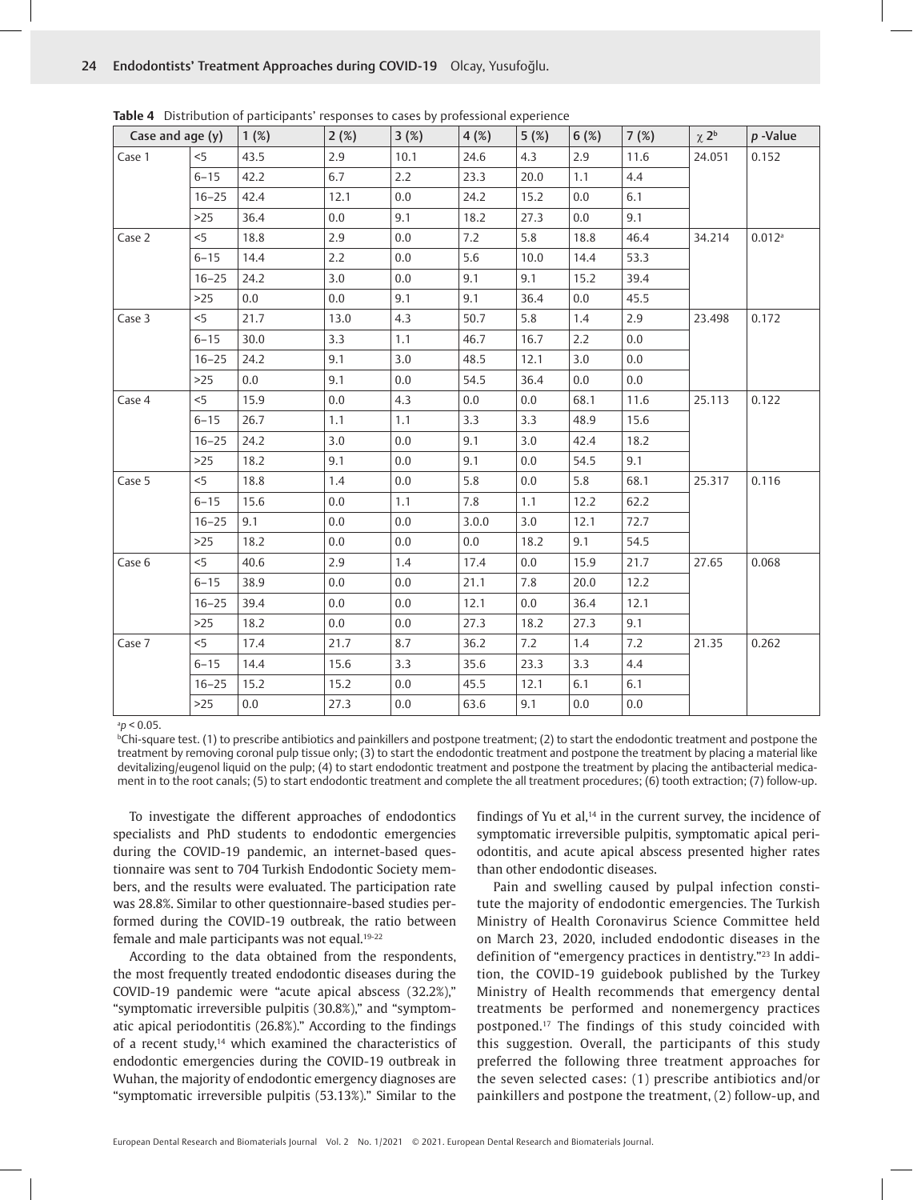**Table 4** Distribution of participants' responses to cases by professional experience

| Case and age (y) | | 1 (%) | 2 (%) | 3 (%) | 4 (%) | 5 (%) | 6 (%) | 7 (%) | $\chi$ 2[b] | *p* -Value |
|---|---|---|---|---|---|---|---|---|---|---|
| Case 1 | <5 | 43.5 | 2.9 | 10.1 | 24.6 | 4.3 | 2.9 | 11.6 | 24.051 | 0.152 |
| | 6–15 | 42.2 | 6.7 | 2.2 | 23.3 | 20.0 | 1.1 | 4.4 | | |
| | 16–25 | 42.4 | 12.1 | 0.0 | 24.2 | 15.2 | 0.0 | 6.1 | | |
| | >25 | 36.4 | 0.0 | 9.1 | 18.2 | 27.3 | 0.0 | 9.1 | | |
| Case 2 | <5 | 18.8 | 2.9 | 0.0 | 7.2 | 5.8 | 18.8 | 46.4 | 34.214 | 0.012[a] |
| | 6–15 | 14.4 | 2.2 | 0.0 | 5.6 | 10.0 | 14.4 | 53.3 | | |
| | 16–25 | 24.2 | 3.0 | 0.0 | 9.1 | 9.1 | 15.2 | 39.4 | | |
| | >25 | 0.0 | 0.0 | 9.1 | 9.1 | 36.4 | 0.0 | 45.5 | | |
| Case 3 | <5 | 21.7 | 13.0 | 4.3 | 50.7 | 5.8 | 1.4 | 2.9 | 23.498 | 0.172 |
| | 6–15 | 30.0 | 3.3 | 1.1 | 46.7 | 16.7 | 2.2 | 0.0 | | |
| | 16–25 | 24.2 | 9.1 | 3.0 | 48.5 | 12.1 | 3.0 | 0.0 | | |
| | >25 | 0.0 | 9.1 | 0.0 | 54.5 | 36.4 | 0.0 | 0.0 | | |
| Case 4 | <5 | 15.9 | 0.0 | 4.3 | 0.0 | 0.0 | 68.1 | 11.6 | 25.113 | 0.122 |
| | 6–15 | 26.7 | 1.1 | 1.1 | 3.3 | 3.3 | 48.9 | 15.6 | | |
| | 16–25 | 24.2 | 3.0 | 0.0 | 9.1 | 3.0 | 42.4 | 18.2 | | |
| | >25 | 18.2 | 9.1 | 0.0 | 9.1 | 0.0 | 54.5 | 9.1 | | |
| Case 5 | <5 | 18.8 | 1.4 | 0.0 | 5.8 | 0.0 | 5.8 | 68.1 | 25.317 | 0.116 |
| | 6–15 | 15.6 | 0.0 | 1.1 | 7.8 | 1.1 | 12.2 | 62.2 | | |
| | 16–25 | 9.1 | 0.0 | 0.0 | 3.0.0 | 3.0 | 12.1 | 72.7 | | |
| | >25 | 18.2 | 0.0 | 0.0 | 0.0 | 18.2 | 9.1 | 54.5 | | |
| Case 6 | <5 | 40.6 | 2.9 | 1.4 | 17.4 | 0.0 | 15.9 | 21.7 | 27.65 | 0.068 |
| | 6–15 | 38.9 | 0.0 | 0.0 | 21.1 | 7.8 | 20.0 | 12.2 | | |
| | 16–25 | 39.4 | 0.0 | 0.0 | 12.1 | 0.0 | 36.4 | 12.1 | | |
| | >25 | 18.2 | 0.0 | 0.0 | 27.3 | 18.2 | 27.3 | 9.1 | | |
| Case 7 | <5 | 17.4 | 21.7 | 8.7 | 36.2 | 7.2 | 1.4 | 7.2 | 21.35 | 0.262 |
| | 6–15 | 14.4 | 15.6 | 3.3 | 35.6 | 23.3 | 3.3 | 4.4 | | |
| | 16–25 | 15.2 | 15.2 | 0.0 | 45.5 | 12.1 | 6.1 | 6.1 | | |
| | >25 | 0.0 | 27.3 | 0.0 | 63.6 | 9.1 | 0.0 | 0.0 | | |

[a]$p < 0.05$.
[b]Chi-square test. (1) to prescribe antibiotics and painkillers and postpone treatment; (2) to start the endodontic treatment and postpone the treatment by removing coronal pulp tissue only; (3) to start the endodontic treatment and postpone the treatment by placing a material like devitalizing/eugenol liquid on the pulp; (4) to start endodontic treatment and postpone the treatment by placing the antibacterial medicament in to the root canals; (5) to start endodontic treatment and complete the all treatment procedures; (6) tooth extraction; (7) follow-up.

To investigate the different approaches of endodontics specialists and PhD students to endodontic emergencies during the COVID-19 pandemic, an internet-based questionnaire was sent to 704 Turkish Endodontic Society members, and the results were evaluated. The participation rate was 28.8%. Similar to other questionnaire-based studies performed during the COVID-19 outbreak, the ratio between female and male participants was not equal.[19-22]

According to the data obtained from the respondents, the most frequently treated endodontic diseases during the COVID-19 pandemic were "acute apical abscess (32.2%)," "symptomatic irreversible pulpitis (30.8%)," and "symptomatic apical periodontitis (26.8%)." According to the findings of a recent study,[14] which examined the characteristics of endodontic emergencies during the COVID-19 outbreak in Wuhan, the majority of endodontic emergency diagnoses are "symptomatic irreversible pulpitis (53.13%)." Similar to the findings of Yu et al,[14] in the current survey, the incidence of symptomatic irreversible pulpitis, symptomatic apical periodontitis, and acute apical abscess presented higher rates than other endodontic diseases.

Pain and swelling caused by pulpal infection constitute the majority of endodontic emergencies. The Turkish Ministry of Health Coronavirus Science Committee held on March 23, 2020, included endodontic diseases in the definition of "emergency practices in dentistry."[23] In addition, the COVID-19 guidebook published by the Turkey Ministry of Health recommends that emergency dental treatments be performed and nonemergency practices postponed.[17] The findings of this study coincided with this suggestion. Overall, the participants of this study preferred the following three treatment approaches for the seven selected cases: (1) prescribe antibiotics and/or painkillers and postpone the treatment, (2) follow-up, and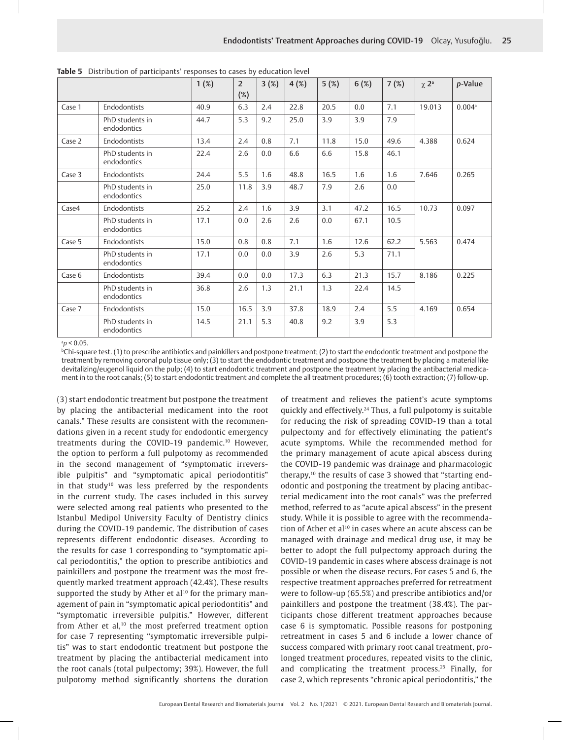**Table 5** Distribution of participants' responses to cases by education level

| | | 1 (%) | 2 (%) | 3 (%) | 4 (%) | 5 (%) | 6 (%) | 7 (%) | $\chi$ 2[a] | *p*-Value |
|---|---|---|---|---|---|---|---|---|---|---|
| Case 1 | Endodontists | 40.9 | 6.3 | 2.4 | 22.8 | 20.5 | 0.0 | 7.1 | 19.013 | 0.004[a] |
| | PhD students in endodontics | 44.7 | 5.3 | 9.2 | 25.0 | 3.9 | 3.9 | 7.9 | | |
| Case 2 | Endodontists | 13.4 | 2.4 | 0.8 | 7.1 | 11.8 | 15.0 | 49.6 | 4.388 | 0.624 |
| | PhD students in endodontics | 22.4 | 2.6 | 0.0 | 6.6 | 6.6 | 15.8 | 46.1 | | |
| Case 3 | Endodontists | 24.4 | 5.5 | 1.6 | 48.8 | 16.5 | 1.6 | 1.6 | 7.646 | 0.265 |
| | PhD students in endodontics | 25.0 | 11.8 | 3.9 | 48.7 | 7.9 | 2.6 | 0.0 | | |
| Case4 | Endodontists | 25.2 | 2.4 | 1.6 | 3.9 | 3.1 | 47.2 | 16.5 | 10.73 | 0.097 |
| | PhD students in endodontics | 17.1 | 0.0 | 2.6 | 2.6 | 0.0 | 67.1 | 10.5 | | |
| Case 5 | Endodontists | 15.0 | 0.8 | 0.8 | 7.1 | 1.6 | 12.6 | 62.2 | 5.563 | 0.474 |
| | PhD students in endodontics | 17.1 | 0.0 | 0.0 | 3.9 | 2.6 | 5.3 | 71.1 | | |
| Case 6 | Endodontists | 39.4 | 0.0 | 0.0 | 17.3 | 6.3 | 21.3 | 15.7 | 8.186 | 0.225 |
| | PhD students in endodontics | 36.8 | 2.6 | 1.3 | 21.1 | 1.3 | 22.4 | 14.5 | | |
| Case 7 | Endodontists | 15.0 | 16.5 | 3.9 | 37.8 | 18.9 | 2.4 | 5.5 | 4.169 | 0.654 |
| | PhD students in endodontics | 14.5 | 21.1 | 5.3 | 40.8 | 9.2 | 3.9 | 5.3 | | |

[a]$p < 0.05$.
[b]Chi-square test. (1) to prescribe antibiotics and painkillers and postpone treatment; (2) to start the endodontic treatment and postpone the treatment by removing coronal pulp tissue only; (3) to start the endodontic treatment and postpone the treatment by placing a material like devitalizing/eugenol liquid on the pulp; (4) to start endodontic treatment and postpone the treatment by placing the antibacterial medicament in to the root canals; (5) to start endodontic treatment and complete the all treatment procedures; (6) tooth extraction; (7) follow-up.

(3) start endodontic treatment but postpone the treatment by placing the antibacterial medicament into the root canals." These results are consistent with the recommendations given in a recent study for endodontic emergency treatments during the COVID-19 pandemic.[10] However, the option to perform a full pulpotomy as recommended in the second management of "symptomatic irreversible pulpitis" and "symptomatic apical periodontitis" in that study[10] was less preferred by the respondents in the current study. The cases included in this survey were selected among real patients who presented to the Istanbul Medipol University Faculty of Dentistry clinics during the COVID-19 pandemic. The distribution of cases represents different endodontic diseases. According to the results for case 1 corresponding to "symptomatic apical periodontitis," the option to prescribe antibiotics and painkillers and postpone the treatment was the most frequently marked treatment approach (42.4%). These results supported the study by Ather et al[10] for the primary management of pain in "symptomatic apical periodontitis" and "symptomatic irreversible pulpitis." However, different from Ather et al,[10] the most preferred treatment option for case 7 representing "symptomatic irreversible pulpitis" was to start endodontic treatment but postpone the treatment by placing the antibacterial medicament into the root canals (total pulpectomy; 39%). However, the full pulpotomy method significantly shortens the duration of treatment and relieves the patient's acute symptoms quickly and effectively.[24] Thus, a full pulpotomy is suitable for reducing the risk of spreading COVID-19 than a total pulpectomy and for effectively eliminating the patient's acute symptoms. While the recommended method for the primary management of acute apical abscess during the COVID-19 pandemic was drainage and pharmacologic therapy,[10] the results of case 3 showed that "starting endodontic and postponing the treatment by placing antibacterial medicament into the root canals" was the preferred method, referred to as "acute apical abscess" in the present study. While it is possible to agree with the recommendation of Ather et al[10] in cases where an acute abscess can be managed with drainage and medical drug use, it may be better to adopt the full pulpectomy approach during the COVID-19 pandemic in cases where abscess drainage is not possible or when the disease recurs. For cases 5 and 6, the respective treatment approaches preferred for retreatment were to follow-up (65.5%) and prescribe antibiotics and/or painkillers and postpone the treatment (38.4%). The participants chose different treatment approaches because case 6 is symptomatic. Possible reasons for postponing retreatment in cases 5 and 6 include a lower chance of success compared with primary root canal treatment, prolonged treatment procedures, repeated visits to the clinic, and complicating the treatment process.[25] Finally, for case 2, which represents "chronic apical periodontitis," the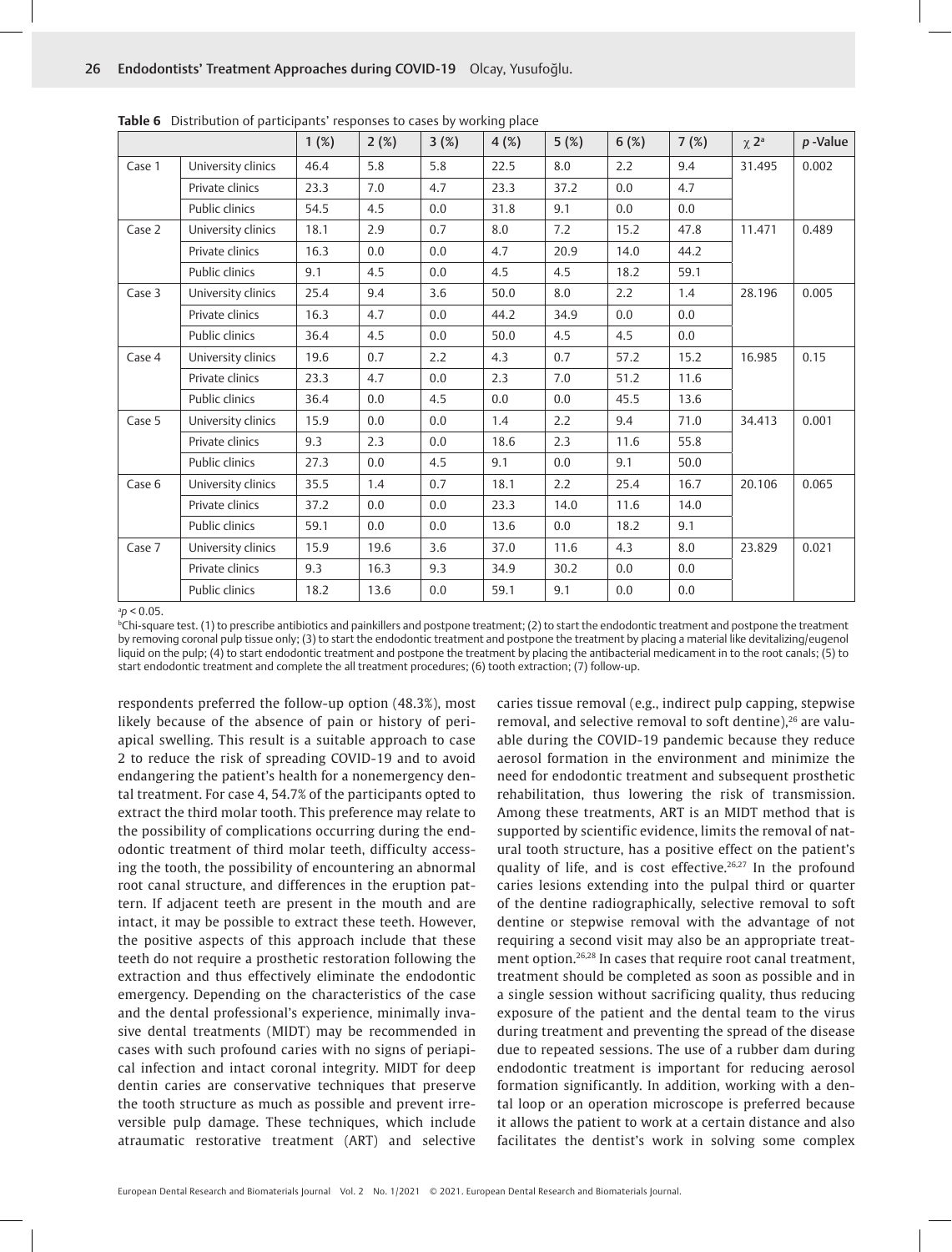**Table 6** Distribution of participants' responses to cases by working place

| | | 1 (%) | 2 (%) | 3 (%) | 4 (%) | 5 (%) | 6 (%) | 7 (%) | $\chi$ 2[a] | *p* -Value |
|---|---|---|---|---|---|---|---|---|---|---|
| Case 1 | University clinics | 46.4 | 5.8 | 5.8 | 22.5 | 8.0 | 2.2 | 9.4 | 31.495 | 0.002 |
| | Private clinics | 23.3 | 7.0 | 4.7 | 23.3 | 37.2 | 0.0 | 4.7 | | |
| | Public clinics | 54.5 | 4.5 | 0.0 | 31.8 | 9.1 | 0.0 | 0.0 | | |
| Case 2 | University clinics | 18.1 | 2.9 | 0.7 | 8.0 | 7.2 | 15.2 | 47.8 | 11.471 | 0.489 |
| | Private clinics | 16.3 | 0.0 | 0.0 | 4.7 | 20.9 | 14.0 | 44.2 | | |
| | Public clinics | 9.1 | 4.5 | 0.0 | 4.5 | 4.5 | 18.2 | 59.1 | | |
| Case 3 | University clinics | 25.4 | 9.4 | 3.6 | 50.0 | 8.0 | 2.2 | 1.4 | 28.196 | 0.005 |
| | Private clinics | 16.3 | 4.7 | 0.0 | 44.2 | 34.9 | 0.0 | 0.0 | | |
| | Public clinics | 36.4 | 4.5 | 0.0 | 50.0 | 4.5 | 4.5 | 0.0 | | |
| Case 4 | University clinics | 19.6 | 0.7 | 2.2 | 4.3 | 0.7 | 57.2 | 15.2 | 16.985 | 0.15 |
| | Private clinics | 23.3 | 4.7 | 0.0 | 2.3 | 7.0 | 51.2 | 11.6 | | |
| | Public clinics | 36.4 | 0.0 | 4.5 | 0.0 | 0.0 | 45.5 | 13.6 | | |
| Case 5 | University clinics | 15.9 | 0.0 | 0.0 | 1.4 | 2.2 | 9.4 | 71.0 | 34.413 | 0.001 |
| | Private clinics | 9.3 | 2.3 | 0.0 | 18.6 | 2.3 | 11.6 | 55.8 | | |
| | Public clinics | 27.3 | 0.0 | 4.5 | 9.1 | 0.0 | 9.1 | 50.0 | | |
| Case 6 | University clinics | 35.5 | 1.4 | 0.7 | 18.1 | 2.2 | 25.4 | 16.7 | 20.106 | 0.065 |
| | Private clinics | 37.2 | 0.0 | 0.0 | 23.3 | 14.0 | 11.6 | 14.0 | | |
| | Public clinics | 59.1 | 0.0 | 0.0 | 13.6 | 0.0 | 18.2 | 9.1 | | |
| Case 7 | University clinics | 15.9 | 19.6 | 3.6 | 37.0 | 11.6 | 4.3 | 8.0 | 23.829 | 0.021 |
| | Private clinics | 9.3 | 16.3 | 9.3 | 34.9 | 30.2 | 0.0 | 0.0 | | |
| | Public clinics | 18.2 | 13.6 | 0.0 | 59.1 | 9.1 | 0.0 | 0.0 | | |

[a] $p < 0.05$.
[b] Chi-square test. (1) to prescribe antibiotics and painkillers and postpone treatment; (2) to start the endodontic treatment and postpone the treatment by removing coronal pulp tissue only; (3) to start the endodontic treatment and postpone the treatment by placing a material like devitalizing/eugenol liquid on the pulp; (4) to start endodontic treatment and postpone the treatment by placing the antibacterial medicament in to the root canals; (5) to start endodontic treatment and complete the all treatment procedures; (6) tooth extraction; (7) follow-up.

respondents preferred the follow-up option (48.3%), most likely because of the absence of pain or history of periapical swelling. This result is a suitable approach to case 2 to reduce the risk of spreading COVID-19 and to avoid endangering the patient's health for a nonemergency dental treatment. For case 4, 54.7% of the participants opted to extract the third molar tooth. This preference may relate to the possibility of complications occurring during the endodontic treatment of third molar teeth, difficulty accessing the tooth, the possibility of encountering an abnormal root canal structure, and differences in the eruption pattern. If adjacent teeth are present in the mouth and are intact, it may be possible to extract these teeth. However, the positive aspects of this approach include that these teeth do not require a prosthetic restoration following the extraction and thus effectively eliminate the endodontic emergency. Depending on the characteristics of the case and the dental professional's experience, minimally invasive dental treatments (MIDT) may be recommended in cases with such profound caries with no signs of periapical infection and intact coronal integrity. MIDT for deep dentin caries are conservative techniques that preserve the tooth structure as much as possible and prevent irreversible pulp damage. These techniques, which include atraumatic restorative treatment (ART) and selective caries tissue removal (e.g., indirect pulp capping, stepwise removal, and selective removal to soft dentine),[26] are valuable during the COVID-19 pandemic because they reduce aerosol formation in the environment and minimize the need for endodontic treatment and subsequent prosthetic rehabilitation, thus lowering the risk of transmission. Among these treatments, ART is an MIDT method that is supported by scientific evidence, limits the removal of natural tooth structure, has a positive effect on the patient's quality of life, and is cost effective.[26,27] In the profound caries lesions extending into the pulpal third or quarter of the dentine radiographically, selective removal to soft dentine or stepwise removal with the advantage of not requiring a second visit may also be an appropriate treatment option.[26,28] In cases that require root canal treatment, treatment should be completed as soon as possible and in a single session without sacrificing quality, thus reducing exposure of the patient and the dental team to the virus during treatment and preventing the spread of the disease due to repeated sessions. The use of a rubber dam during endodontic treatment is important for reducing aerosol formation significantly. In addition, working with a dental loop or an operation microscope is preferred because it allows the patient to work at a certain distance and also facilitates the dentist's work in solving some complex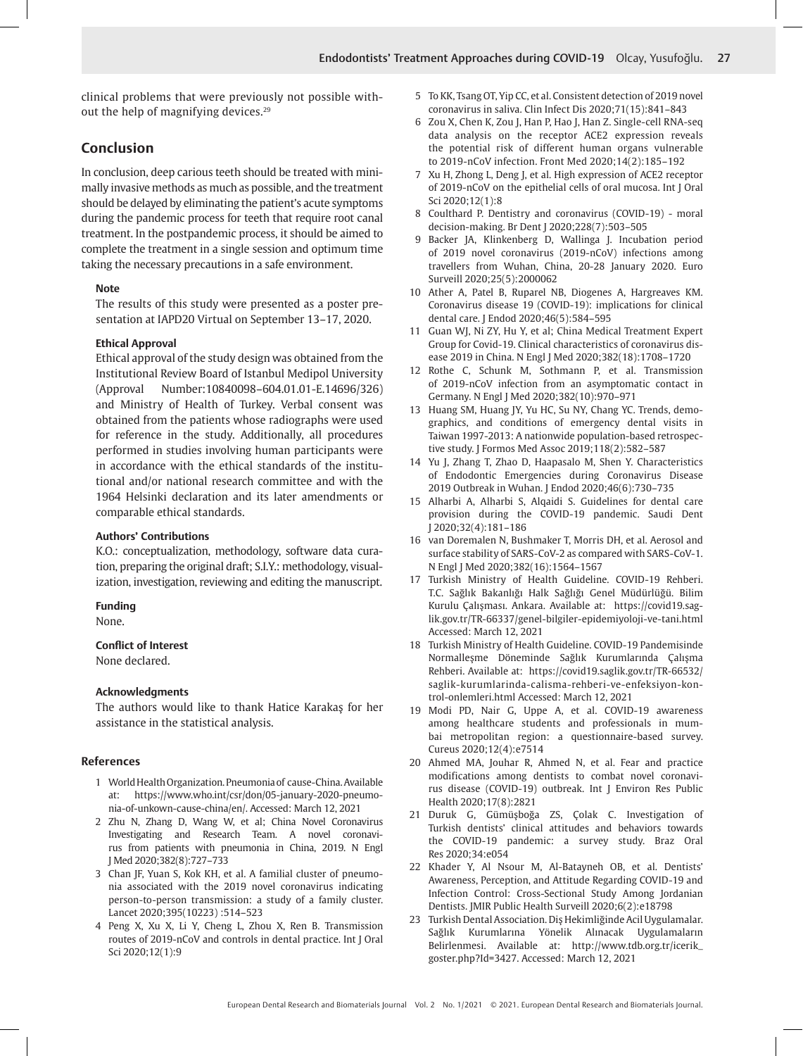clinical problems that were previously not possible without the help of magnifying devices.[29]

## Conclusion

In conclusion, deep carious teeth should be treated with minimally invasive methods as much as possible, and the treatment should be delayed by eliminating the patient's acute symptoms during the pandemic process for teeth that require root canal treatment. In the postpandemic process, it should be aimed to complete the treatment in a single session and optimum time taking the necessary precautions in a safe environment.

**Note**

The results of this study were presented as a poster presentation at IAPD20 Virtual on September 13–17, 2020.

**Ethical Approval**

Ethical approval of the study design was obtained from the Institutional Review Board of Istanbul Medipol University (Approval Number:10840098–604.01.01-E.14696/326) and Ministry of Health of Turkey. Verbal consent was obtained from the patients whose radiographs were used for reference in the study. Additionally, all procedures performed in studies involving human participants were in accordance with the ethical standards of the institutional and/or national research committee and with the 1964 Helsinki declaration and its later amendments or comparable ethical standards.

**Authors' Contributions**

K.O.: conceptualization, methodology, software data curation, preparing the original draft; S.I.Y.: methodology, visualization, investigation, reviewing and editing the manuscript.

**Funding**

None.

**Conflict of Interest**

None declared.

**Acknowledgments**

The authors would like to thank Hatice Karakaş for her assistance in the statistical analysis.

## References

1. World Health Organization. Pneumonia of cause-China. Available at: https://www.who.int/csr/don/05-january-2020-pneumonia-of-unkown-cause-china/en/. Accessed: March 12, 2021
2. Zhu N, Zhang D, Wang W, et al; China Novel Coronavirus Investigating and Research Team. A novel coronavirus from patients with pneumonia in China, 2019. N Engl J Med 2020;382(8):727–733
3. Chan JF, Yuan S, Kok KH, et al. A familial cluster of pneumonia associated with the 2019 novel coronavirus indicating person-to-person transmission: a study of a family cluster. Lancet 2020;395(10223) :514–523
4. Peng X, Xu X, Li Y, Cheng L, Zhou X, Ren B. Transmission routes of 2019-nCoV and controls in dental practice. Int J Oral Sci 2020;12(1):9
5. To KK, Tsang OT, Yip CC, et al. Consistent detection of 2019 novel coronavirus in saliva. Clin Infect Dis 2020;71(15):841–843
6. Zou X, Chen K, Zou J, Han P, Hao J, Han Z. Single-cell RNA-seq data analysis on the receptor ACE2 expression reveals the potential risk of different human organs vulnerable to 2019-nCoV infection. Front Med 2020;14(2):185–192
7. Xu H, Zhong L, Deng J, et al. High expression of ACE2 receptor of 2019-nCoV on the epithelial cells of oral mucosa. Int J Oral Sci 2020;12(1):8
8. Coulthard P. Dentistry and coronavirus (COVID-19) - moral decision-making. Br Dent J 2020;228(7):503–505
9. Backer JA, Klinkenberg D, Wallinga J. Incubation period of 2019 novel coronavirus (2019-nCoV) infections among travellers from Wuhan, China, 20-28 January 2020. Euro Surveill 2020;25(5):2000062
10. Ather A, Patel B, Ruparel NB, Diogenes A, Hargreaves KM. Coronavirus disease 19 (COVID-19): implications for clinical dental care. J Endod 2020;46(5):584–595
11. Guan WJ, Ni ZY, Hu Y, et al; China Medical Treatment Expert Group for Covid-19. Clinical characteristics of coronavirus disease 2019 in China. N Engl J Med 2020;382(18):1708–1720
12. Rothe C, Schunk M, Sothmann P, et al. Transmission of 2019-nCoV infection from an asymptomatic contact in Germany. N Engl J Med 2020;382(10):970–971
13. Huang SM, Huang JY, Yu HC, Su NY, Chang YC. Trends, demographics, and conditions of emergency dental visits in Taiwan 1997-2013: A nationwide population-based retrospective study. J Formos Med Assoc 2019;118(2):582–587
14. Yu J, Zhang T, Zhao D, Haapasalo M, Shen Y. Characteristics of Endodontic Emergencies during Coronavirus Disease 2019 Outbreak in Wuhan. J Endod 2020;46(6):730–735
15. Alharbi A, Alharbi S, Alqaidi S. Guidelines for dental care provision during the COVID-19 pandemic. Saudi Dent J 2020;32(4):181–186
16. van Doremalen N, Bushmaker T, Morris DH, et al. Aerosol and surface stability of SARS-CoV-2 as compared with SARS-CoV-1. N Engl J Med 2020;382(16):1564–1567
17. Turkish Ministry of Health Guideline. COVID-19 Rehberi. T.C. Sağlık Bakanlığı Halk Sağlığı Genel Müdürlüğü. Bilim Kurulu Çalışması. Ankara. Available at: https://covid19.saglik.gov.tr/TR-66337/genel-bilgiler-epidemiyoloji-ve-tani.html Accessed: March 12, 2021
18. Turkish Ministry of Health Guideline. COVID-19 Pandemisinde Normalleşme Döneminde Sağlık Kurumlarında Çalışma Rehberi. Available at: https://covid19.saglik.gov.tr/TR-66532/saglik-kurumlarinda-calisma-rehberi-ve-enfeksiyon-kontrol-onlemleri.html Accessed: March 12, 2021
19. Modi PD, Nair G, Uppe A, et al. COVID-19 awareness among healthcare students and professionals in mumbai metropolitan region: a questionnaire-based survey. Cureus 2020;12(4):e7514
20. Ahmed MA, Jouhar R, Ahmed N, et al. Fear and practice modifications among dentists to combat novel coronavirus disease (COVID-19) outbreak. Int J Environ Res Public Health 2020;17(8):2821
21. Duruk G, Gümüşboğa ZS, Çolak C. Investigation of Turkish dentists' clinical attitudes and behaviors towards the COVID-19 pandemic: a survey study. Braz Oral Res 2020;34:e054
22. Khader Y, Al Nsour M, Al-Batayneh OB, et al. Dentists' Awareness, Perception, and Attitude Regarding COVID-19 and Infection Control: Cross-Sectional Study Among Jordanian Dentists. JMIR Public Health Surveill 2020;6(2):e18798
23. Turkish Dental Association. Diş Hekimliğinde Acil Uygulamalar. Sağlık Kurumlarına Yönelik Alınacak Uygulamaların Belirlenmesi. Available at: http://www.tdb.org.tr/icerik_goster.php?Id=3427. Accessed: March 12, 2021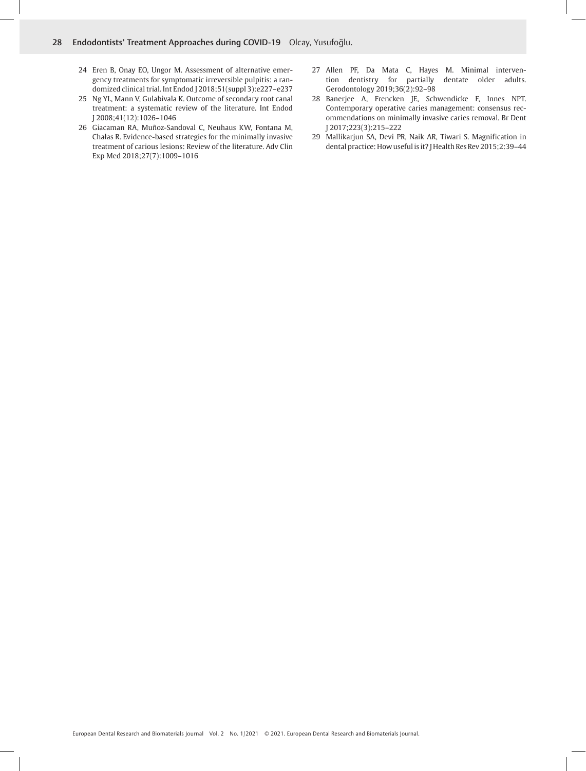24 Eren B, Onay EO, Ungor M. Assessment of alternative emergency treatments for symptomatic irreversible pulpitis: a randomized clinical trial. Int Endod J 2018;51(suppl 3):e227–e237

25 Ng YL, Mann V, Gulabivala K. Outcome of secondary root canal treatment: a systematic review of the literature. Int Endod J 2008;41(12):1026–1046

26 Giacaman RA, Muñoz-Sandoval C, Neuhaus KW, Fontana M, Chałas R. Evidence-based strategies for the minimally invasive treatment of carious lesions: Review of the literature. Adv Clin Exp Med 2018;27(7):1009–1016

27 Allen PF, Da Mata C, Hayes M. Minimal intervention dentistry for partially dentate older adults. Gerodontology 2019;36(2):92–98

28 Banerjee A, Frencken JE, Schwendicke F, Innes NPT. Contemporary operative caries management: consensus recommendations on minimally invasive caries removal. Br Dent J 2017;223(3):215–222

29 Mallikarjun SA, Devi PR, Naik AR, Tiwari S. Magnification in dental practice: How useful is it? J Health Res Rev 2015;2:39–44